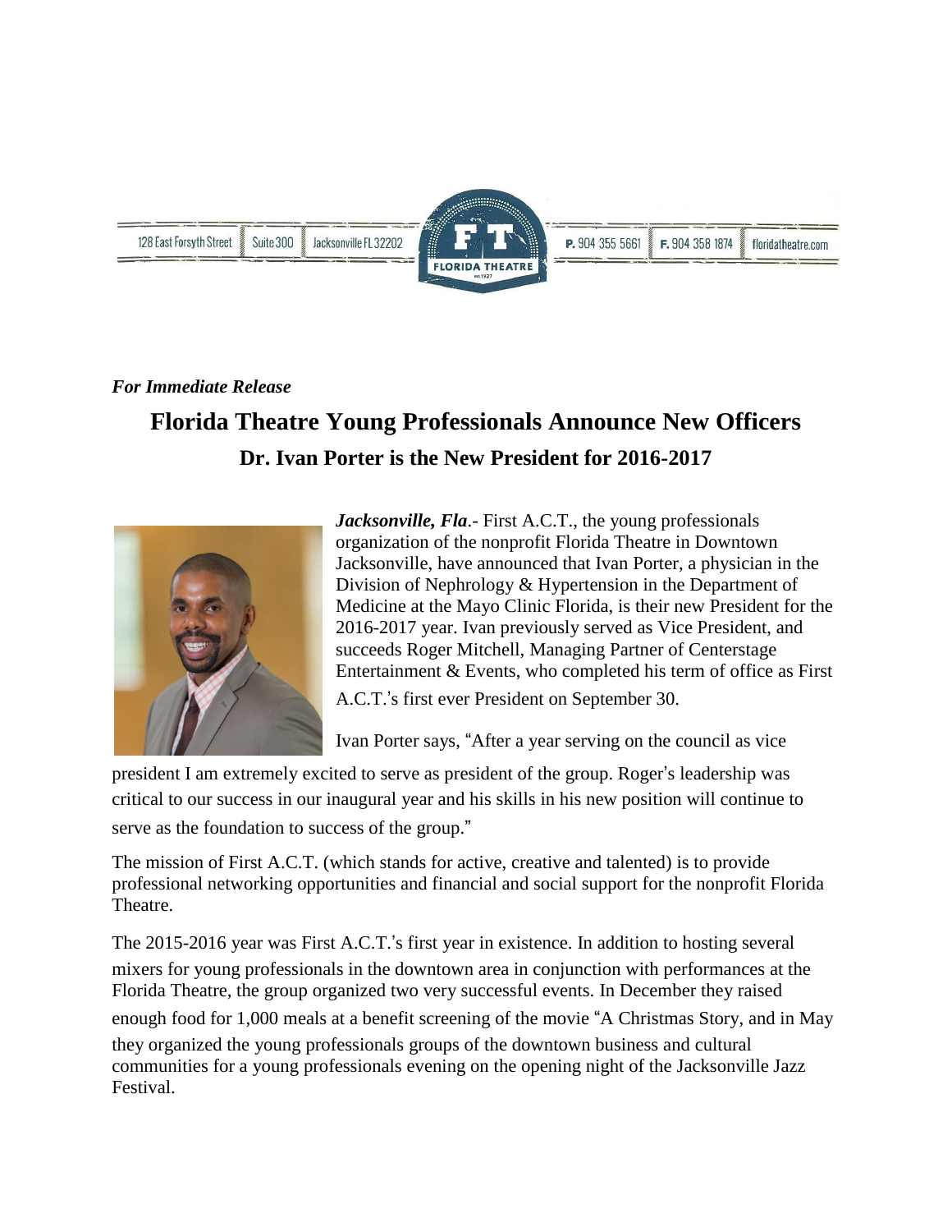128 East Forsyth Street | Suite 300 | Jacksonville FL 32202 | FLORIDA THEATRE | P. 904 355 5661 | F. 904 358 1874 | floridatheatre.com

***For Immediate Release***

# Florida Theatre Young Professionals Announce New Officers

## Dr. Ivan Porter is the New President for 2016-2017

***Jacksonville, Fla***.- First A.C.T., the young professionals organization of the nonprofit Florida Theatre in Downtown Jacksonville, have announced that Ivan Porter, a physician in the Division of Nephrology & Hypertension in the Department of Medicine at the Mayo Clinic Florida, is their new President for the 2016-2017 year. Ivan previously served as Vice President, and succeeds Roger Mitchell, Managing Partner of Centerstage Entertainment & Events, who completed his term of office as First A.C.T.'s first ever President on September 30.

Ivan Porter says, "After a year serving on the council as vice president I am extremely excited to serve as president of the group. Roger's leadership was critical to our success in our inaugural year and his skills in his new position will continue to serve as the foundation to success of the group."

The mission of First A.C.T. (which stands for active, creative and talented) is to provide professional networking opportunities and financial and social support for the nonprofit Florida Theatre.

The 2015-2016 year was First A.C.T.'s first year in existence. In addition to hosting several mixers for young professionals in the downtown area in conjunction with performances at the Florida Theatre, the group organized two very successful events. In December they raised enough food for 1,000 meals at a benefit screening of the movie "A Christmas Story, and in May they organized the young professionals groups of the downtown business and cultural communities for a young professionals evening on the opening night of the Jacksonville Jazz Festival.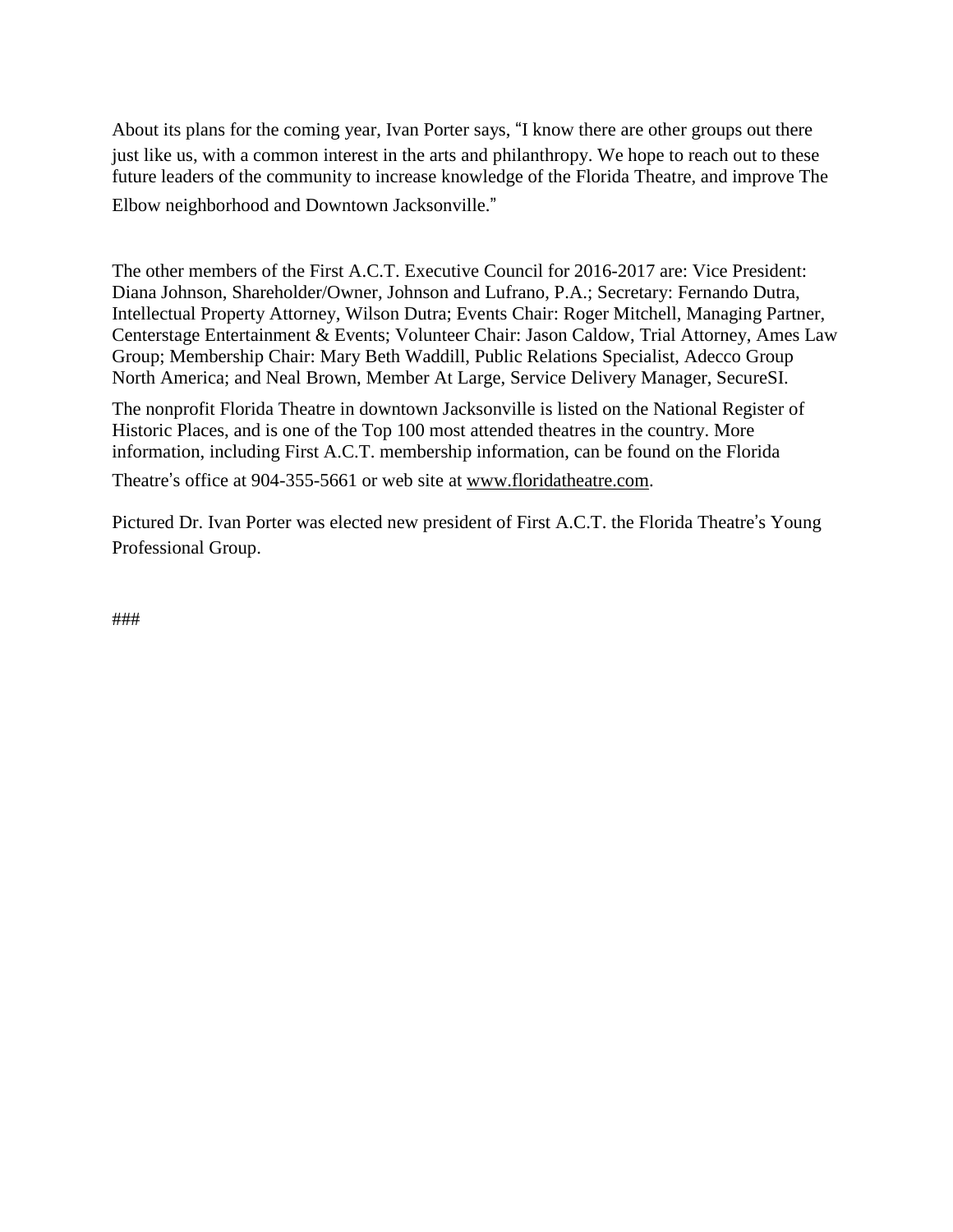About its plans for the coming year, Ivan Porter says, "I know there are other groups out there just like us, with a common interest in the arts and philanthropy. We hope to reach out to these future leaders of the community to increase knowledge of the Florida Theatre, and improve The Elbow neighborhood and Downtown Jacksonville."

The other members of the First A.C.T. Executive Council for 2016-2017 are: Vice President: Diana Johnson, Shareholder/Owner, Johnson and Lufrano, P.A.; Secretary: Fernando Dutra, Intellectual Property Attorney, Wilson Dutra; Events Chair: Roger Mitchell, Managing Partner, Centerstage Entertainment & Events; Volunteer Chair: Jason Caldow, Trial Attorney, Ames Law Group; Membership Chair: Mary Beth Waddill, Public Relations Specialist, Adecco Group North America; and Neal Brown, Member At Large, Service Delivery Manager, SecureSI.

The nonprofit Florida Theatre in downtown Jacksonville is listed on the National Register of Historic Places, and is one of the Top 100 most attended theatres in the country. More information, including First A.C.T. membership information, can be found on the Florida Theatre's office at 904-355-5661 or web site at www.floridatheatre.com.

Pictured Dr. Ivan Porter was elected new president of First A.C.T. the Florida Theatre's Young Professional Group.

###